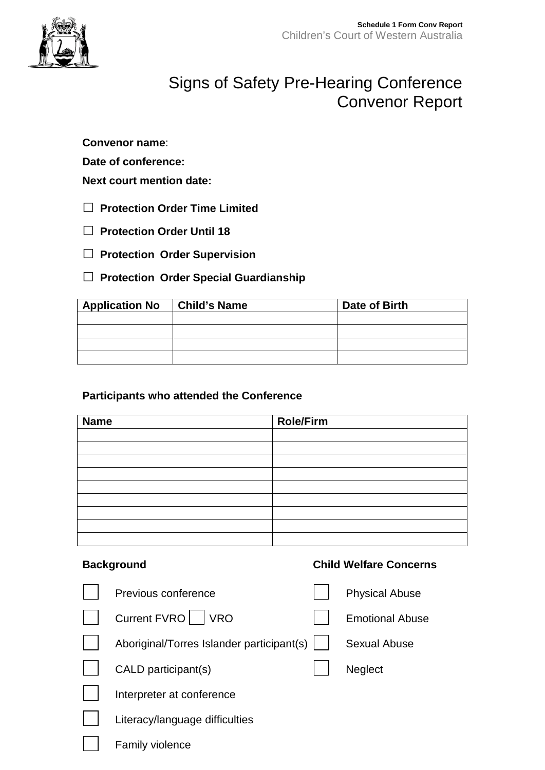**Schedule 1 Form Conv Report**
Children's Court of Western Australia

# Signs of Safety Pre-Hearing Conference Convenor Report

**Convenor name**:

**Date of conference:**

**Next court mention date:**

☐ **Protection Order Time Limited**

☐ **Protection Order Until 18**

☐ **Protection Order Supervision**

☐ **Protection Order Special Guardianship**

| Application No | Child's Name | Date of Birth |
|---|---|---|
| | | |
| | | |
| | | |
| | | |

**Participants who attended the Conference**

| Name | Role/Firm |
|---|---|
| | |
| | |
| | |
| | |
| | |
| | |
| | |
| | |
| | |

**Background**

☐ Previous conference

☐ Current FVRO ☐ VRO

☐ Aboriginal/Torres Islander participant(s)

☐ CALD participant(s)

☐ Interpreter at conference

☐ Literacy/language difficulties

☐ Family violence

**Child Welfare Concerns**

☐ Physical Abuse

☐ Emotional Abuse

☐ Sexual Abuse

☐ Neglect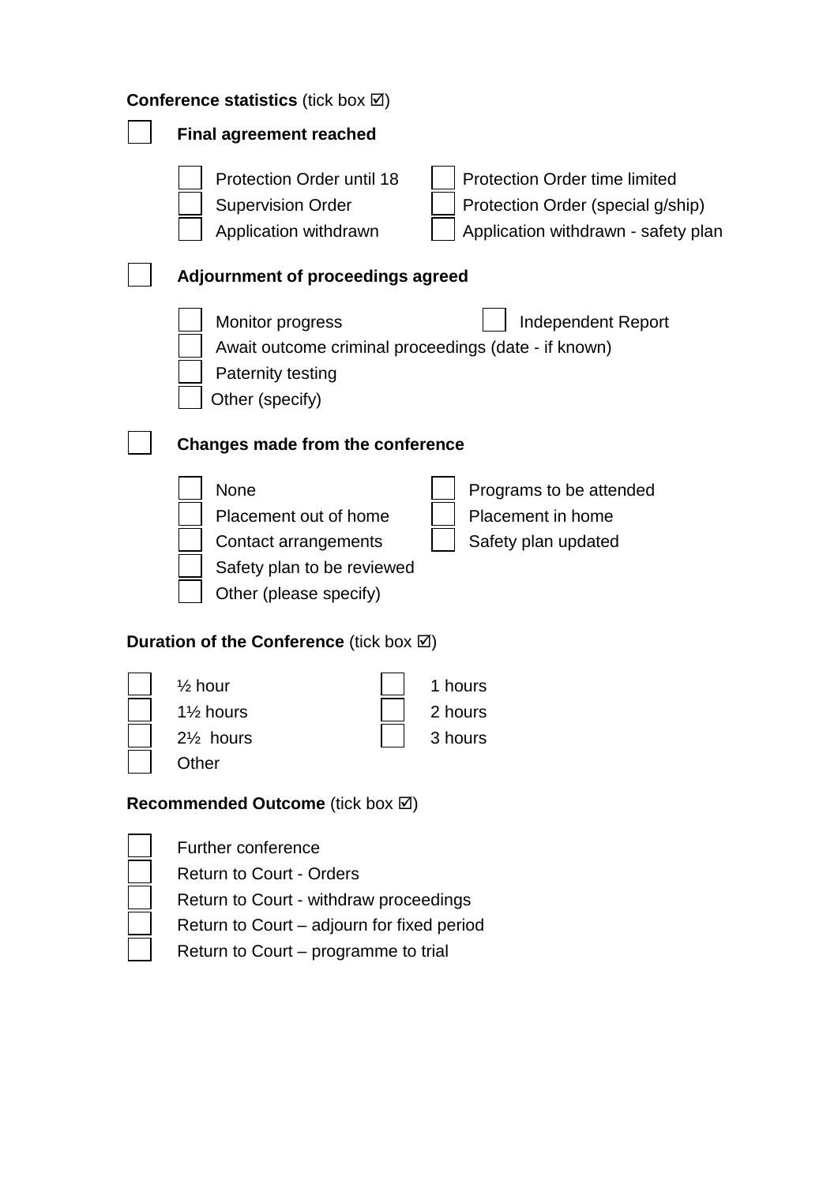**Conference statistics** (tick box ☑)

- ☐ **Final agreement reached**
  - ☐ Protection Order until 18
  - ☐ Protection Order time limited
  - ☐ Supervision Order
  - ☐ Protection Order (special g/ship)
  - ☐ Application withdrawn
  - ☐ Application withdrawn - safety plan

- ☐ **Adjournment of proceedings agreed**
  - ☐ Monitor progress
  - ☐ Independent Report
  - ☐ Await outcome criminal proceedings (date - if known)
  - ☐ Paternity testing
  - ☐ Other (specify)

- ☐ **Changes made from the conference**
  - ☐ None
  - ☐ Programs to be attended
  - ☐ Placement out of home
  - ☐ Placement in home
  - ☐ Contact arrangements
  - ☐ Safety plan updated
  - ☐ Safety plan to be reviewed
  - ☐ Other (please specify)

**Duration of the Conference** (tick box ☑)

- ☐ ½ hour
- ☐ 1 hours
- ☐ 1½ hours
- ☐ 2 hours
- ☐ 2½ hours
- ☐ 3 hours
- ☐ Other

**Recommended Outcome** (tick box ☑)

- ☐ Further conference
- ☐ Return to Court - Orders
- ☐ Return to Court - withdraw proceedings
- ☐ Return to Court – adjourn for fixed period
- ☐ Return to Court – programme to trial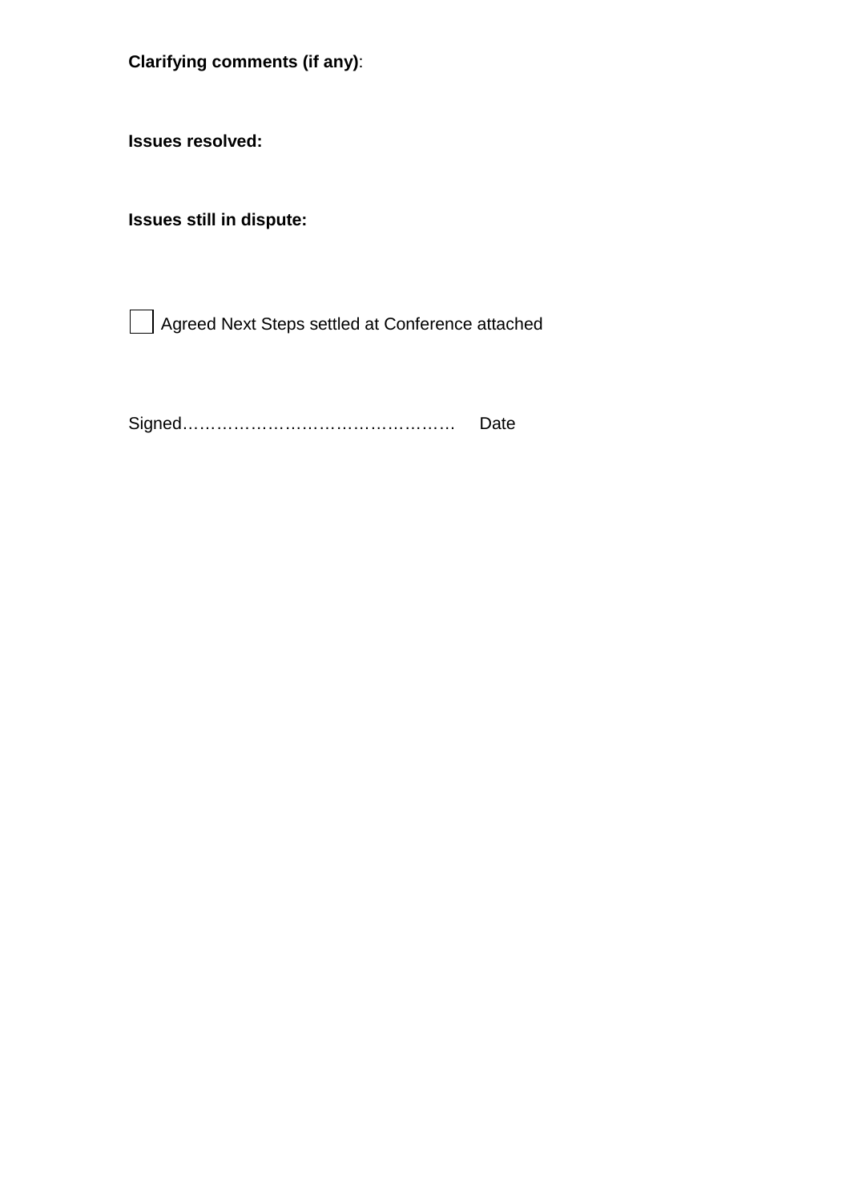**Clarifying comments (if any)**:

**Issues resolved:**

**Issues still in dispute:**

☐ Agreed Next Steps settled at Conference attached

Signed………………………………………… Date